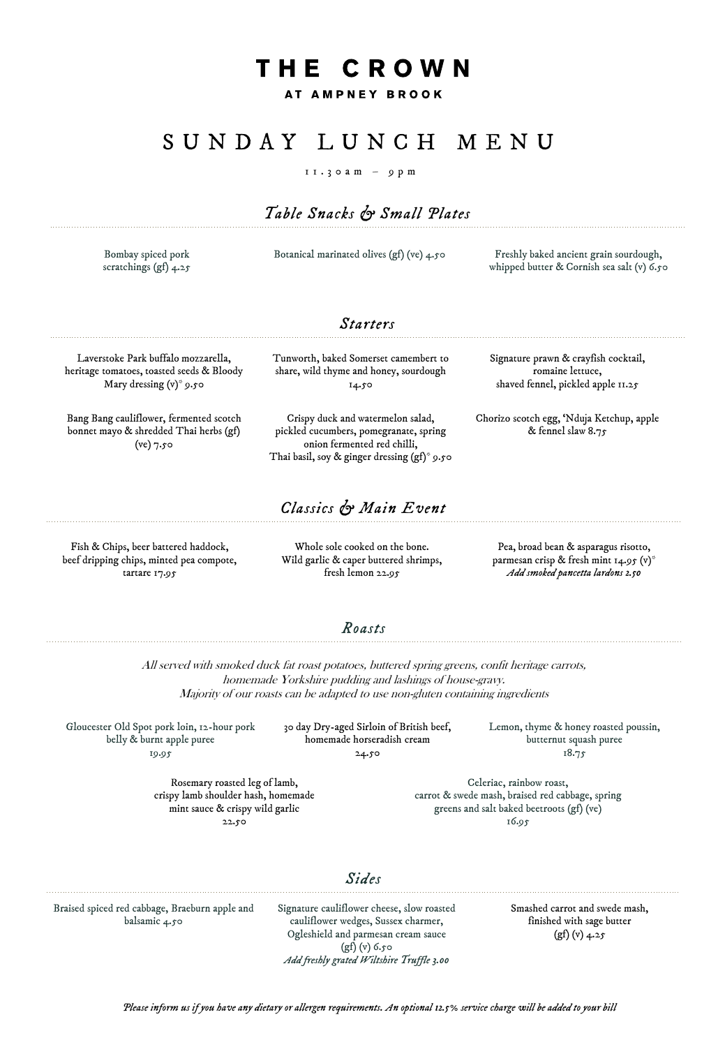# THE CROWN

**AT AMPNEY BROOK**

## SUNDAY LUNCH MENU

11.30am – 9pm

### *Table Snacks & Small Plates*

Bombay spiced pork scratchings (gf) 4.25

Botanical marinated olives (gf) (ve) 4.50

Freshly baked ancient grain sourdough, whipped butter & Cornish sea salt (v) 6.50

### *Starters*

Laverstoke Park buffalo mozzarella, heritage tomatoes, toasted seeds & Bloody Mary dressing (v)* 9.50

Tunworth, baked Somerset camembert to share, wild thyme and honey, sourdough 14.50

Signature prawn & crayfish cocktail, romaine lettuce, shaved fennel, pickled apple 11.25

Bang Bang cauliflower, fermented scotch bonnet mayo & shredded Thai herbs (gf) (ve) 7.50

Crispy duck and watermelon salad, pickled cucumbers, pomegranate, spring onion fermented red chilli, Thai basil, soy & ginger dressing (gf)* 9.50

Chorizo scotch egg, 'Nduja Ketchup, apple & fennel slaw 8.75

### *Classics & Main Event*

Fish & Chips, beer battered haddock, beef dripping chips, minted pea compote, tartare 17.95

Whole sole cooked on the bone. Wild garlic & caper buttered shrimps, fresh lemon 22.95

Pea, broad bean & asparagus risotto, parmesan crisp & fresh mint 14.95 (v)*
*Add smoked pancetta lardons 2.50*

### *Roasts*

*All served with smoked duck fat roast potatoes, buttered spring greens, confit heritage carrots, homemade Yorkshire pudding and lashings of house-gravy.*
*Majority of our roasts can be adapted to use non-gluten containing ingredients*

Gloucester Old Spot pork loin, 12-hour pork belly & burnt apple puree 19.95

30 day Dry-aged Sirloin of British beef, homemade horseradish cream 24.50

Lemon, thyme & honey roasted poussin, butternut squash puree 18.75

Rosemary roasted leg of lamb, crispy lamb shoulder hash, homemade mint sauce & crispy wild garlic 22.50

Celeriac, rainbow roast, carrot & swede mash, braised red cabbage, spring greens and salt baked beetroots (gf) (ve) 16.95

### *Sides*

Braised spiced red cabbage, Braeburn apple and balsamic 4.50

Signature cauliflower cheese, slow roasted cauliflower wedges, Sussex charmer, Ogleshield and parmesan cream sauce (gf) (v) 6.50
*Add freshly grated Wiltshire Truffle 3.00*

Smashed carrot and swede mash, finished with sage butter (gf) (v) 4.25

*Please inform us if you have any dietary or allergen requirements. An optional 12.5% service charge will be added to your bill*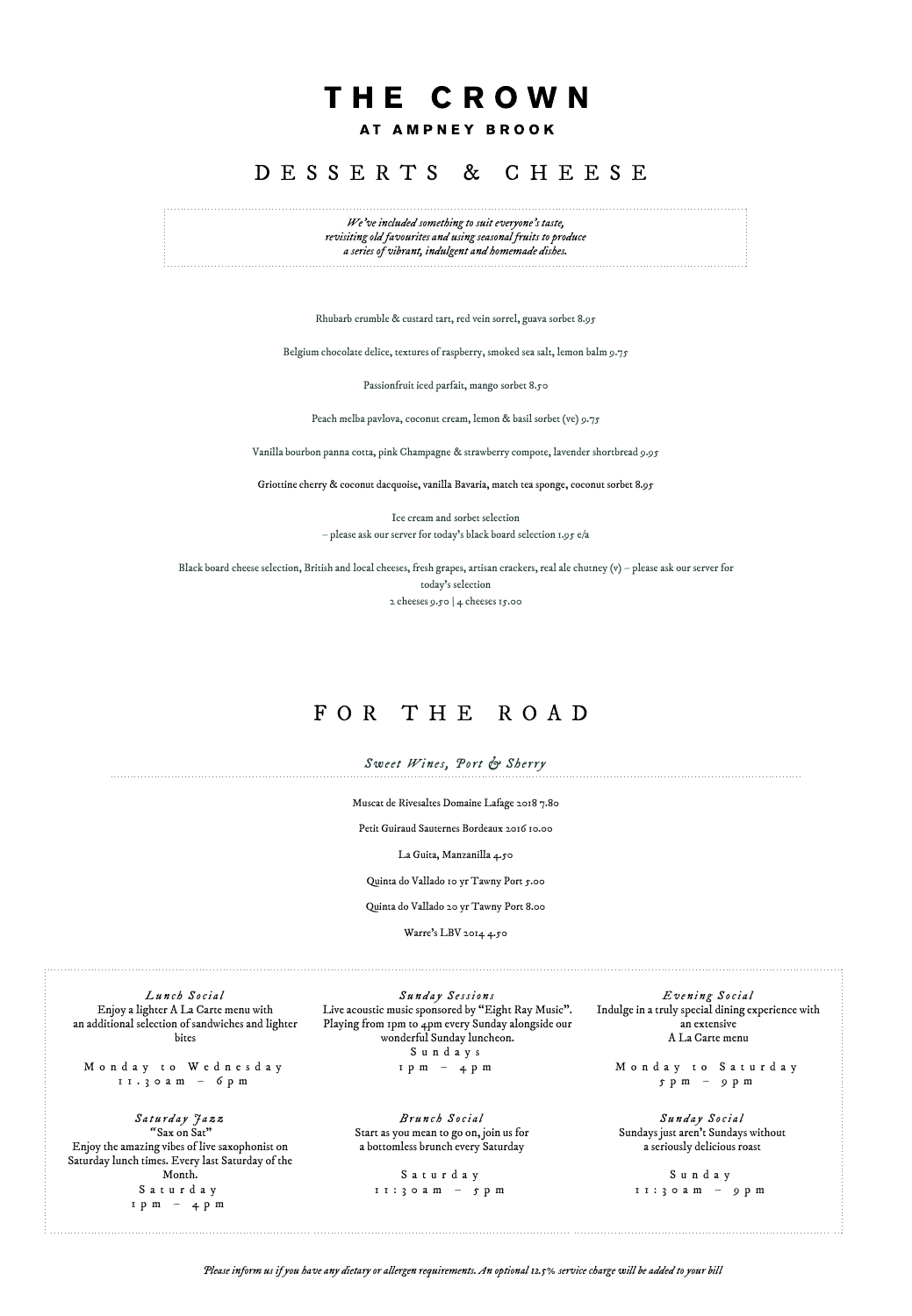# THE CROWN

### AT AMPNEY BROOK

## DESSERTS & CHEESE

*We've included something to suit everyone's taste, revisiting old favourites and using seasonal fruits to produce a series of vibrant, indulgent and homemade dishes.*

Rhubarb crumble & custard tart, red vein sorrel, guava sorbet 8.95

Belgium chocolate delice, textures of raspberry, smoked sea salt, lemon balm 9.75

Passionfruit iced parfait, mango sorbet 8.50

Peach melba pavlova, coconut cream, lemon & basil sorbet (ve) 9.75

Vanilla bourbon panna cotta, pink Champagne & strawberry compote, lavender shortbread 9.95

Griottine cherry & coconut dacquoise, vanilla Bavaria, match tea sponge, coconut sorbet 8.95

Ice cream and sorbet selection
– please ask our server for today's black board selection 1.95 e/a

Black board cheese selection, British and local cheeses, fresh grapes, artisan crackers, real ale chutney (v) – please ask our server for today's selection
2 cheeses 9.50 | 4 cheeses 15.00

## FOR THE ROAD

*Sweet Wines, Port & Sherry*

Muscat de Rivesaltes Domaine Lafage 2018 7.80

Petit Guiraud Sauternes Bordeaux 2016 10.00

La Guita, Manzanilla 4.50

Quinta do Vallado 10 yr Tawny Port 5.00

Quinta do Vallado 20 yr Tawny Port 8.00

Warre's LBV 2014 4.50

*Lunch Social*
Enjoy a lighter A La Carte menu with an additional selection of sandwiches and lighter bites

Monday to Wednesday
11.30am – 6pm

*Sunday Sessions*
Live acoustic music sponsored by "Eight Ray Music". Playing from 1pm to 4pm every Sunday alongside our wonderful Sunday luncheon.
Sundays
1pm – 4pm

*Evening Social*
Indulge in a truly special dining experience with an extensive A La Carte menu

Monday to Saturday
5pm – 9pm

*Saturday Jazz*
"Sax on Sat"
Enjoy the amazing vibes of live saxophonist on Saturday lunch times. Every last Saturday of the Month.
Saturday
1pm – 4pm

*Brunch Social*
Start as you mean to go on, join us for a bottomless brunch every Saturday

Saturday
11:30am – 5pm

*Sunday Social*
Sundays just aren't Sundays without a seriously delicious roast

Sunday
11:30am – 9pm

*Please inform us if you have any dietary or allergen requirements. An optional 12.5% service charge will be added to your bill*